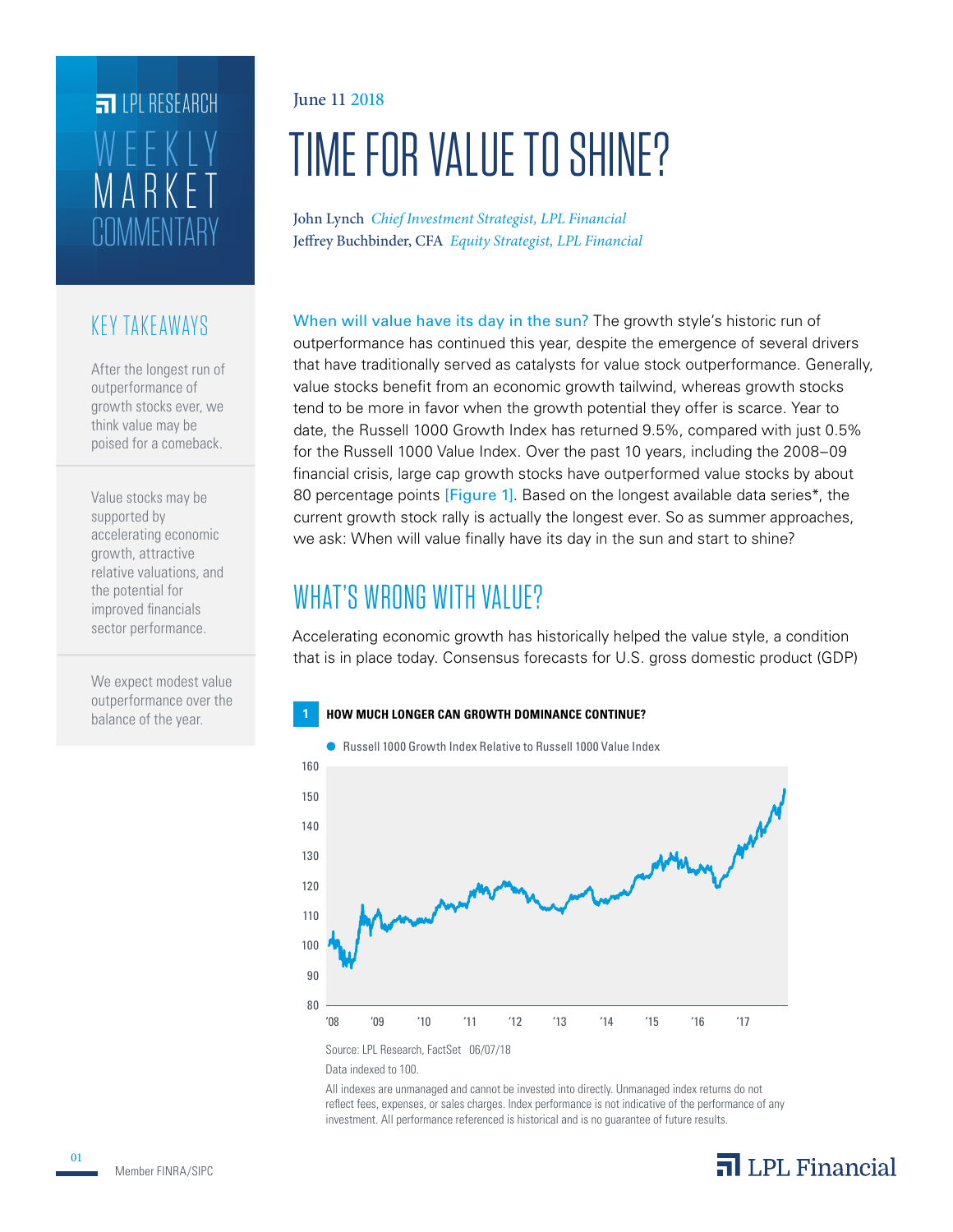LPL RESEARCH

WEEKLY MARKET COMMENTARY

June 11 2018

# TIME FOR VALUE TO SHINE?

John Lynch *Chief Investment Strategist, LPL Financial*
Jeffrey Buchbinder, CFA *Equity Strategist, LPL Financial*

## KEY TAKEAWAYS

After the longest run of outperformance of growth stocks ever, we think value may be poised for a comeback.

Value stocks may be supported by accelerating economic growth, attractive relative valuations, and the potential for improved financials sector performance.

We expect modest value outperformance over the balance of the year.

When will value have its day in the sun? The growth style's historic run of outperformance has continued this year, despite the emergence of several drivers that have traditionally served as catalysts for value stock outperformance. Generally, value stocks benefit from an economic growth tailwind, whereas growth stocks tend to be more in favor when the growth potential they offer is scarce. Year to date, the Russell 1000 Growth Index has returned 9.5%, compared with just 0.5% for the Russell 1000 Value Index. Over the past 10 years, including the 2008–09 financial crisis, large cap growth stocks have outperformed value stocks by about 80 percentage points [Figure 1]. Based on the longest available data series*, the current growth stock rally is actually the longest ever. So as summer approaches, we ask: When will value finally have its day in the sun and start to shine?

## WHAT'S WRONG WITH VALUE?

Accelerating economic growth has historically helped the value style, a condition that is in place today. Consensus forecasts for U.S. gross domestic product (GDP)

**1 HOW MUCH LONGER CAN GROWTH DOMINANCE CONTINUE?**

Russell 1000 Growth Index Relative to Russell 1000 Value Index

160
150
140
130
120
110
100
90
80

'08 '09 '10 '11 '12 '13 '14 '15 '16 '17

Source: LPL Research, FactSet 06/07/18

Data indexed to 100.

All indexes are unmanaged and cannot be invested into directly. Unmanaged index returns do not reflect fees, expenses, or sales charges. Index performance is not indicative of the performance of any investment. All performance referenced is historical and is no guarantee of future results.

Member FINRA/SIPC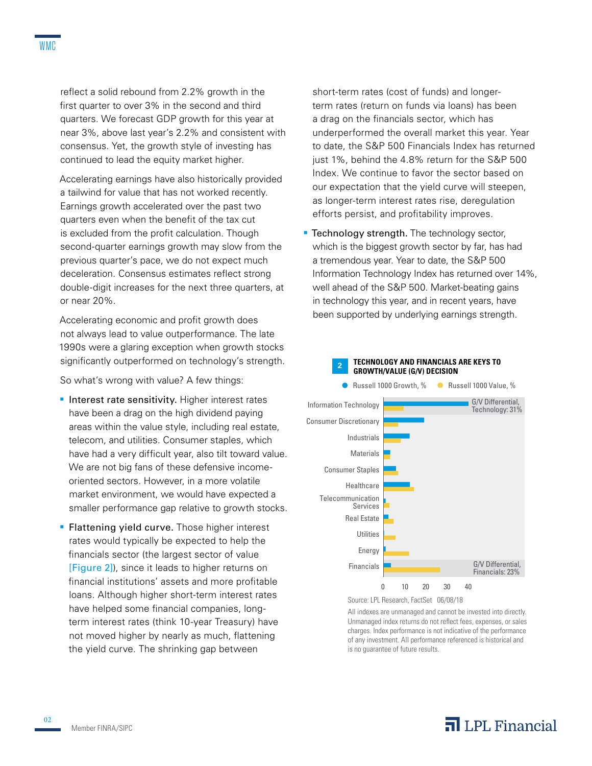reflect a solid rebound from 2.2% growth in the first quarter to over 3% in the second and third quarters. We forecast GDP growth for this year at near 3%, above last year's 2.2% and consistent with consensus. Yet, the growth style of investing has continued to lead the equity market higher.

Accelerating earnings have also historically provided a tailwind for value that has not worked recently. Earnings growth accelerated over the past two quarters even when the benefit of the tax cut is excluded from the profit calculation. Though second-quarter earnings growth may slow from the previous quarter's pace, we do not expect much deceleration. Consensus estimates reflect strong double-digit increases for the next three quarters, at or near 20%.

Accelerating economic and profit growth does not always lead to value outperformance. The late 1990s were a glaring exception when growth stocks significantly outperformed on technology's strength.

So what's wrong with value? A few things:

- Interest rate sensitivity. Higher interest rates have been a drag on the high dividend paying areas within the value style, including real estate, telecom, and utilities. Consumer staples, which have had a very difficult year, also tilt toward value. We are not big fans of these defensive income-oriented sectors. However, in a more volatile market environment, we would have expected a smaller performance gap relative to growth stocks.
- Flattening yield curve. Those higher interest rates would typically be expected to help the financials sector (the largest sector of value [Figure 2]), since it leads to higher returns on financial institutions' assets and more profitable loans. Although higher short-term interest rates have helped some financial companies, long-term interest rates (think 10-year Treasury) have not moved higher by nearly as much, flattening the yield curve. The shrinking gap between short-term rates (cost of funds) and longer-term rates (return on funds via loans) has been a drag on the financials sector, which has underperformed the overall market this year. Year to date, the S&P 500 Financials Index has returned just 1%, behind the 4.8% return for the S&P 500 Index. We continue to favor the sector based on our expectation that the yield curve will steepen, as longer-term interest rates rise, deregulation efforts persist, and profitability improves.
- Technology strength. The technology sector, which is the biggest growth sector by far, has had a tremendous year. Year to date, the S&P 500 Information Technology Index has returned over 14%, well ahead of the S&P 500. Market-beating gains in technology this year, and in recent years, have been supported by underlying earnings strength.

**2 TECHNOLOGY AND FINANCIALS ARE KEYS TO GROWTH/VALUE (G/V) DECISION**

Russell 1000 Growth, %
Russell 1000 Value, %

Information Technology
Consumer Discretionary
Industrials
Materials
Consumer Staples
Healthcare
Telecommunication Services
Real Estate
Utilities
Energy
Financials

G/V Differential, Technology: 31%
G/V Differential, Financials: 23%

0 10 20 30 40

Source: LPL Research, FactSet 06/08/18

All indexes are unmanaged and cannot be invested into directly. Unmanaged index returns do not reflect fees, expenses, or sales charges. Index performance is not indicative of the performance of any investment. All performance referenced is historical and is no guarantee of future results.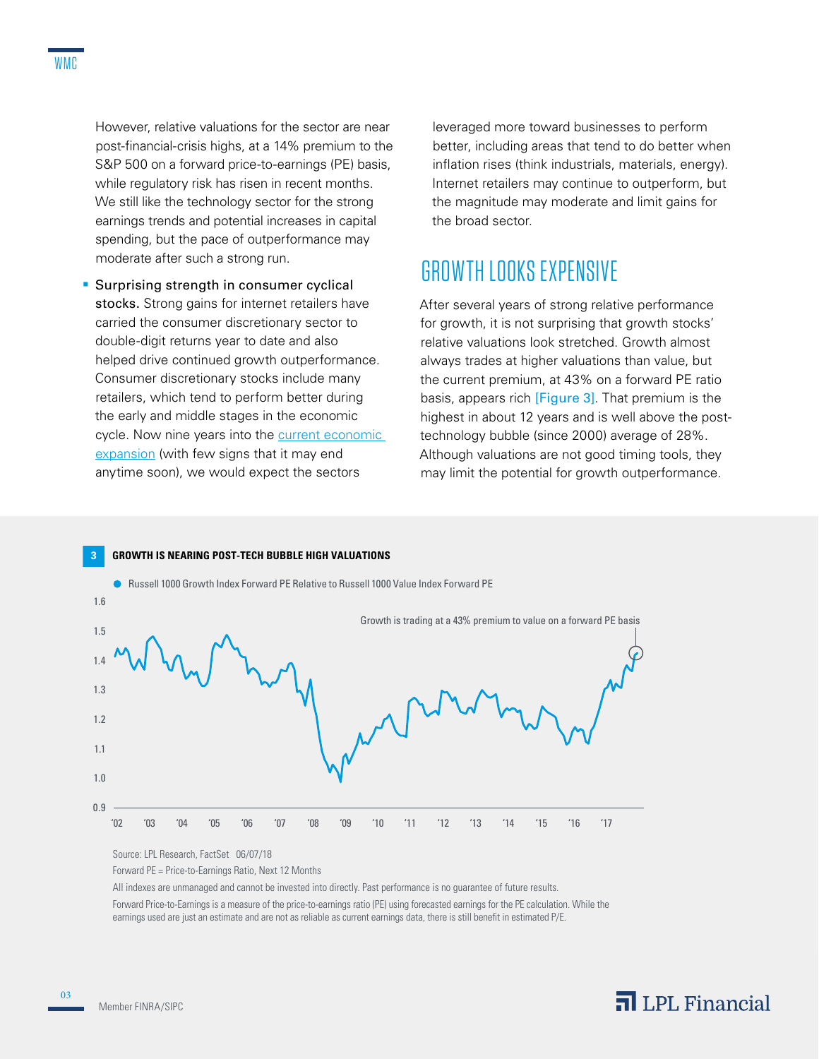However, relative valuations for the sector are near post-financial-crisis highs, at a 14% premium to the S&P 500 on a forward price-to-earnings (PE) basis, while regulatory risk has risen in recent months. We still like the technology sector for the strong earnings trends and potential increases in capital spending, but the pace of outperformance may moderate after such a strong run.

- **Surprising strength in consumer cyclical stocks.** Strong gains for internet retailers have carried the consumer discretionary sector to double-digit returns year to date and also helped drive continued growth outperformance. Consumer discretionary stocks include many retailers, which tend to perform better during the early and middle stages in the economic cycle. Now nine years into the current economic expansion (with few signs that it may end anytime soon), we would expect the sectors leveraged more toward businesses to perform better, including areas that tend to do better when inflation rises (think industrials, materials, energy). Internet retailers may continue to outperform, but the magnitude may moderate and limit gains for the broad sector.

## GROWTH LOOKS EXPENSIVE

After several years of strong relative performance for growth, it is not surprising that growth stocks' relative valuations look stretched. Growth almost always trades at higher valuations than value, but the current premium, at 43% on a forward PE ratio basis, appears rich [Figure 3]. That premium is the highest in about 12 years and is well above the post-technology bubble (since 2000) average of 28%. Although valuations are not good timing tools, they may limit the potential for growth outperformance.

**3 GROWTH IS NEARING POST-TECH BUBBLE HIGH VALUATIONS**

Russell 1000 Growth Index Forward PE Relative to Russell 1000 Value Index Forward PE

Growth is trading at a 43% premium to value on a forward PE basis

1.6
1.5
1.4
1.3
1.2
1.1
1.0
0.9

'02 '03 '04 '05 '06 '07 '08 '09 '10 '11 '12 '13 '14 '15 '16 '17

Source: LPL Research, FactSet 06/07/18

Forward PE = Price-to-Earnings Ratio, Next 12 Months

All indexes are unmanaged and cannot be invested into directly. Past performance is no guarantee of future results.

Forward Price-to-Earnings is a measure of the price-to-earnings ratio (PE) using forecasted earnings for the PE calculation. While the earnings used are just an estimate and are not as reliable as current earnings data, there is still benefit in estimated P/E.

Member FINRA/SIPC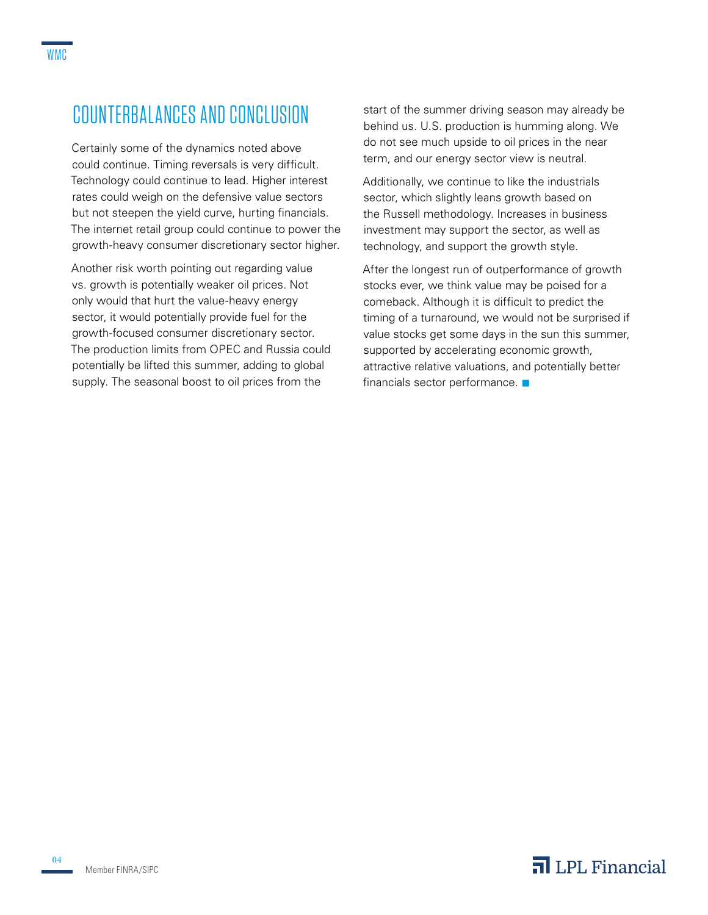## COUNTERBALANCES AND CONCLUSION

Certainly some of the dynamics noted above could continue. Timing reversals is very difficult. Technology could continue to lead. Higher interest rates could weigh on the defensive value sectors but not steepen the yield curve, hurting financials. The internet retail group could continue to power the growth-heavy consumer discretionary sector higher.

Another risk worth pointing out regarding value vs. growth is potentially weaker oil prices. Not only would that hurt the value-heavy energy sector, it would potentially provide fuel for the growth-focused consumer discretionary sector. The production limits from OPEC and Russia could potentially be lifted this summer, adding to global supply. The seasonal boost to oil prices from the start of the summer driving season may already be behind us. U.S. production is humming along. We do not see much upside to oil prices in the near term, and our energy sector view is neutral.

Additionally, we continue to like the industrials sector, which slightly leans growth based on the Russell methodology. Increases in business investment may support the sector, as well as technology, and support the growth style.

After the longest run of outperformance of growth stocks ever, we think value may be poised for a comeback. Although it is difficult to predict the timing of a turnaround, we would not be surprised if value stocks get some days in the sun this summer, supported by accelerating economic growth, attractive relative valuations, and potentially better financials sector performance. ■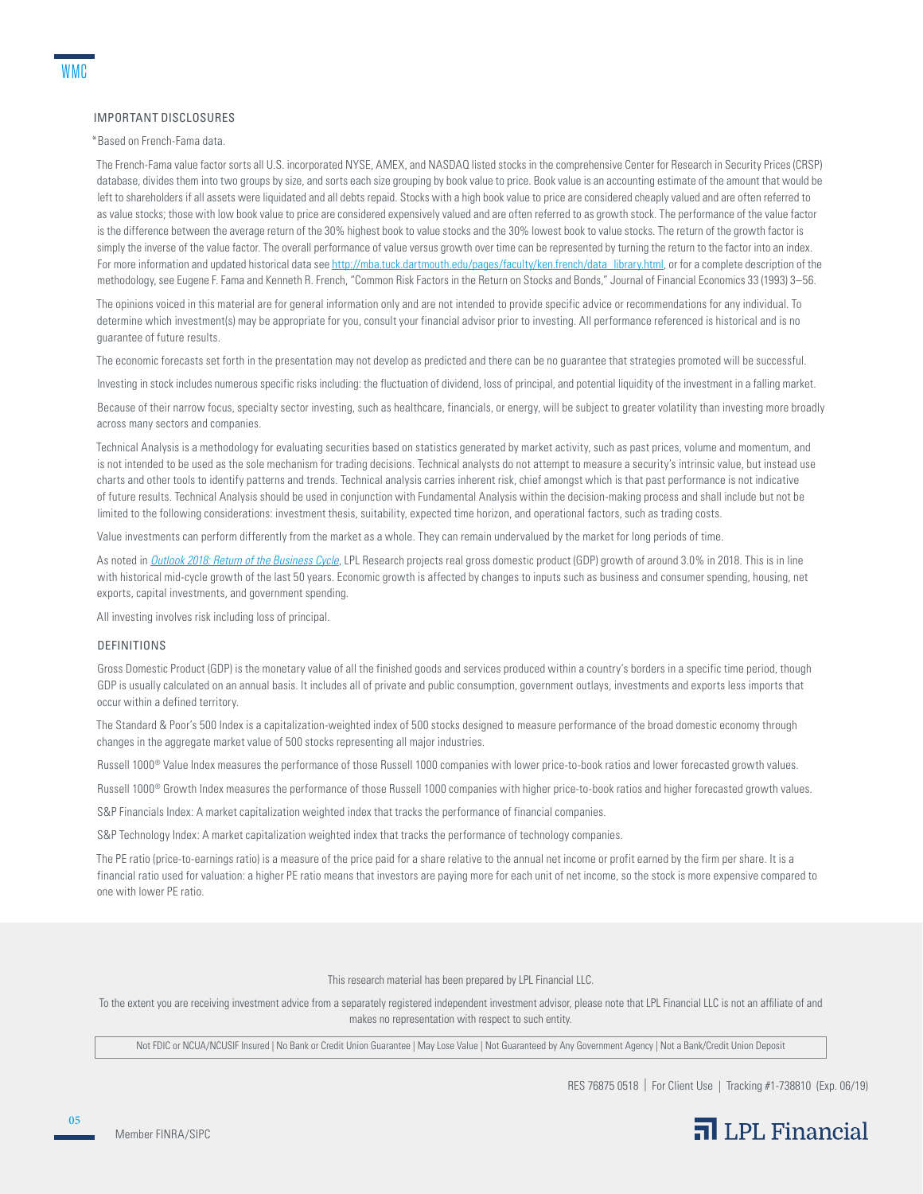## IMPORTANT DISCLOSURES

*Based on French-Fama data.

The French-Fama value factor sorts all U.S. incorporated NYSE, AMEX, and NASDAQ listed stocks in the comprehensive Center for Research in Security Prices (CRSP) database, divides them into two groups by size, and sorts each size grouping by book value to price. Book value is an accounting estimate of the amount that would be left to shareholders if all assets were liquidated and all debts repaid. Stocks with a high book value to price are considered cheaply valued and are often referred to as value stocks; those with low book value to price are considered expensively valued and are often referred to as growth stock. The performance of the value factor is the difference between the average return of the 30% highest book to value stocks and the 30% lowest book to value stocks. The return of the growth factor is simply the inverse of the value factor. The overall performance of value versus growth over time can be represented by turning the return to the factor into an index. For more information and updated historical data see http://mba.tuck.dartmouth.edu/pages/faculty/ken.french/data_library.html, or for a complete description of the methodology, see Eugene F. Fama and Kenneth R. French, "Common Risk Factors in the Return on Stocks and Bonds," Journal of Financial Economics 33 (1993) 3–56.

The opinions voiced in this material are for general information only and are not intended to provide specific advice or recommendations for any individual. To determine which investment(s) may be appropriate for you, consult your financial advisor prior to investing. All performance referenced is historical and is no guarantee of future results.

The economic forecasts set forth in the presentation may not develop as predicted and there can be no guarantee that strategies promoted will be successful.

Investing in stock includes numerous specific risks including: the fluctuation of dividend, loss of principal, and potential liquidity of the investment in a falling market.

Because of their narrow focus, specialty sector investing, such as healthcare, financials, or energy, will be subject to greater volatility than investing more broadly across many sectors and companies.

Technical Analysis is a methodology for evaluating securities based on statistics generated by market activity, such as past prices, volume and momentum, and is not intended to be used as the sole mechanism for trading decisions. Technical analysts do not attempt to measure a security's intrinsic value, but instead use charts and other tools to identify patterns and trends. Technical analysis carries inherent risk, chief amongst which is that past performance is not indicative of future results. Technical Analysis should be used in conjunction with Fundamental Analysis within the decision-making process and shall include but not be limited to the following considerations: investment thesis, suitability, expected time horizon, and operational factors, such as trading costs.

Value investments can perform differently from the market as a whole. They can remain undervalued by the market for long periods of time.

As noted in *Outlook 2018: Return of the Business Cycle*, LPL Research projects real gross domestic product (GDP) growth of around 3.0% in 2018. This is in line with historical mid-cycle growth of the last 50 years. Economic growth is affected by changes to inputs such as business and consumer spending, housing, net exports, capital investments, and government spending.

All investing involves risk including loss of principal.

## DEFINITIONS

Gross Domestic Product (GDP) is the monetary value of all the finished goods and services produced within a country's borders in a specific time period, though GDP is usually calculated on an annual basis. It includes all of private and public consumption, government outlays, investments and exports less imports that occur within a defined territory.

The Standard & Poor's 500 Index is a capitalization-weighted index of 500 stocks designed to measure performance of the broad domestic economy through changes in the aggregate market value of 500 stocks representing all major industries.

Russell 1000® Value Index measures the performance of those Russell 1000 companies with lower price-to-book ratios and lower forecasted growth values.

Russell 1000® Growth Index measures the performance of those Russell 1000 companies with higher price-to-book ratios and higher forecasted growth values.

S&P Financials Index: A market capitalization weighted index that tracks the performance of financial companies.

S&P Technology Index: A market capitalization weighted index that tracks the performance of technology companies.

The PE ratio (price-to-earnings ratio) is a measure of the price paid for a share relative to the annual net income or profit earned by the firm per share. It is a financial ratio used for valuation: a higher PE ratio means that investors are paying more for each unit of net income, so the stock is more expensive compared to one with lower PE ratio.

This research material has been prepared by LPL Financial LLC.

To the extent you are receiving investment advice from a separately registered independent investment advisor, please note that LPL Financial LLC is not an affiliate of and makes no representation with respect to such entity.

Not FDIC or NCUA/NCUSIF Insured | No Bank or Credit Union Guarantee | May Lose Value | Not Guaranteed by Any Government Agency | Not a Bank/Credit Union Deposit

RES 76875 0518 | For Client Use | Tracking #1-738810 (Exp. 06/19)

Member FINRA/SIPC

LPL Financial